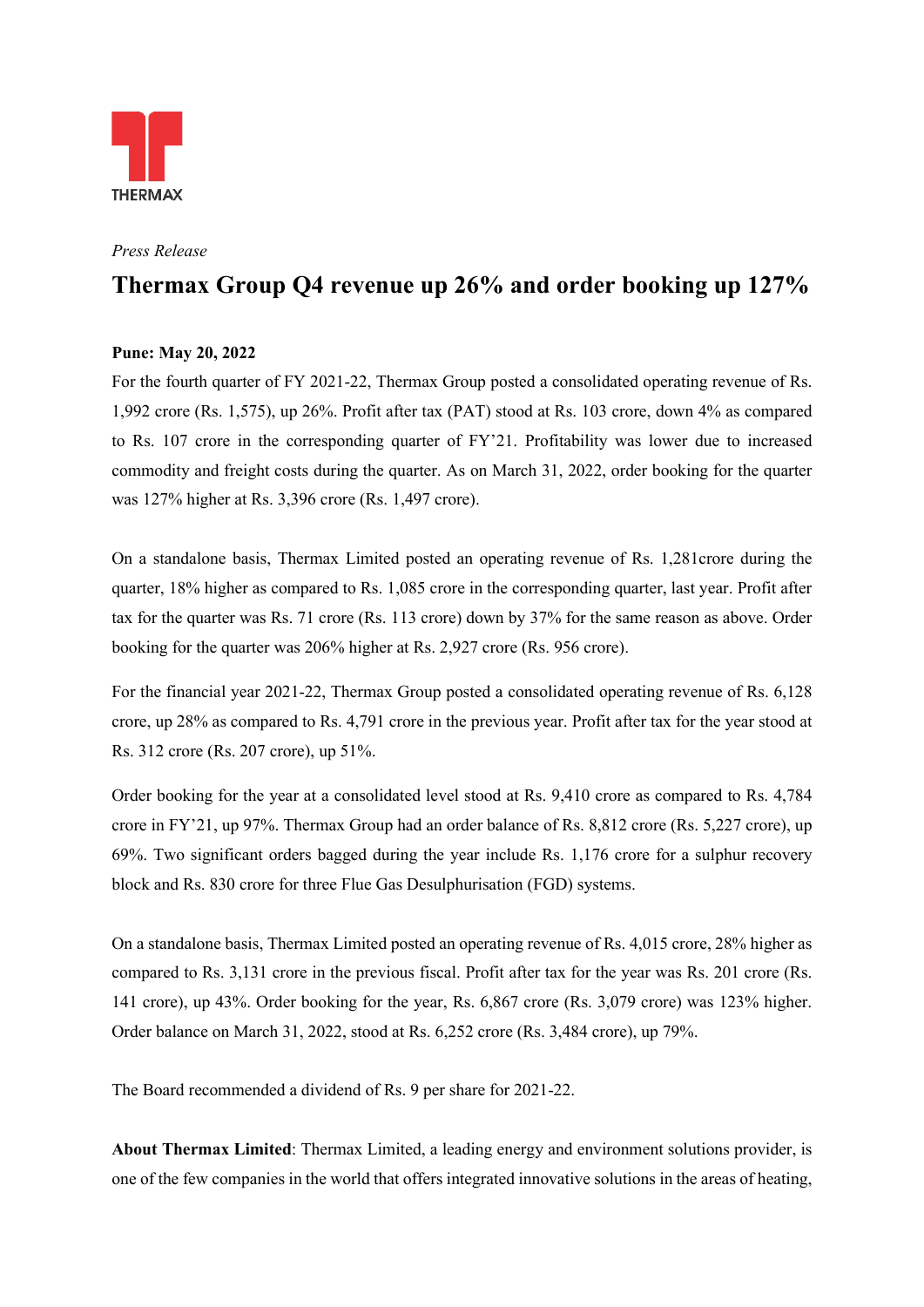THERMAX

*Press Release*

# Thermax Group Q4 revenue up 26% and order booking up 127%

**Pune: May 20, 2022**

For the fourth quarter of FY 2021-22, Thermax Group posted a consolidated operating revenue of Rs. 1,992 crore (Rs. 1,575), up 26%. Profit after tax (PAT) stood at Rs. 103 crore, down 4% as compared to Rs. 107 crore in the corresponding quarter of FY'21. Profitability was lower due to increased commodity and freight costs during the quarter. As on March 31, 2022, order booking for the quarter was 127% higher at Rs. 3,396 crore (Rs. 1,497 crore).

On a standalone basis, Thermax Limited posted an operating revenue of Rs. 1,281crore during the quarter, 18% higher as compared to Rs. 1,085 crore in the corresponding quarter, last year. Profit after tax for the quarter was Rs. 71 crore (Rs. 113 crore) down by 37% for the same reason as above. Order booking for the quarter was 206% higher at Rs. 2,927 crore (Rs. 956 crore).

For the financial year 2021-22, Thermax Group posted a consolidated operating revenue of Rs. 6,128 crore, up 28% as compared to Rs. 4,791 crore in the previous year. Profit after tax for the year stood at Rs. 312 crore (Rs. 207 crore), up 51%.

Order booking for the year at a consolidated level stood at Rs. 9,410 crore as compared to Rs. 4,784 crore in FY'21, up 97%. Thermax Group had an order balance of Rs. 8,812 crore (Rs. 5,227 crore), up 69%. Two significant orders bagged during the year include Rs. 1,176 crore for a sulphur recovery block and Rs. 830 crore for three Flue Gas Desulphurisation (FGD) systems.

On a standalone basis, Thermax Limited posted an operating revenue of Rs. 4,015 crore, 28% higher as compared to Rs. 3,131 crore in the previous fiscal. Profit after tax for the year was Rs. 201 crore (Rs. 141 crore), up 43%. Order booking for the year, Rs. 6,867 crore (Rs. 3,079 crore) was 123% higher. Order balance on March 31, 2022, stood at Rs. 6,252 crore (Rs. 3,484 crore), up 79%.

The Board recommended a dividend of Rs. 9 per share for 2021-22.

**About Thermax Limited**: Thermax Limited, a leading energy and environment solutions provider, is one of the few companies in the world that offers integrated innovative solutions in the areas of heating,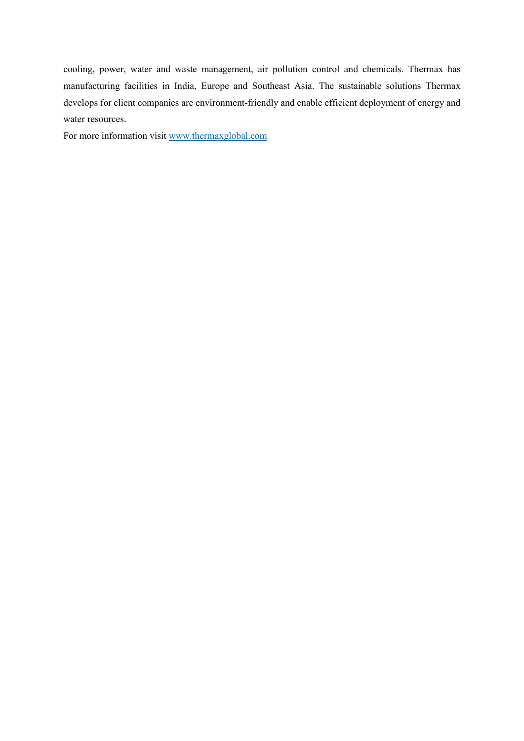cooling, power, water and waste management, air pollution control and chemicals. Thermax has manufacturing facilities in India, Europe and Southeast Asia. The sustainable solutions Thermax develops for client companies are environment-friendly and enable efficient deployment of energy and water resources.

For more information visit [www.thermaxglobal.com](http://www.thermaxglobal.com)